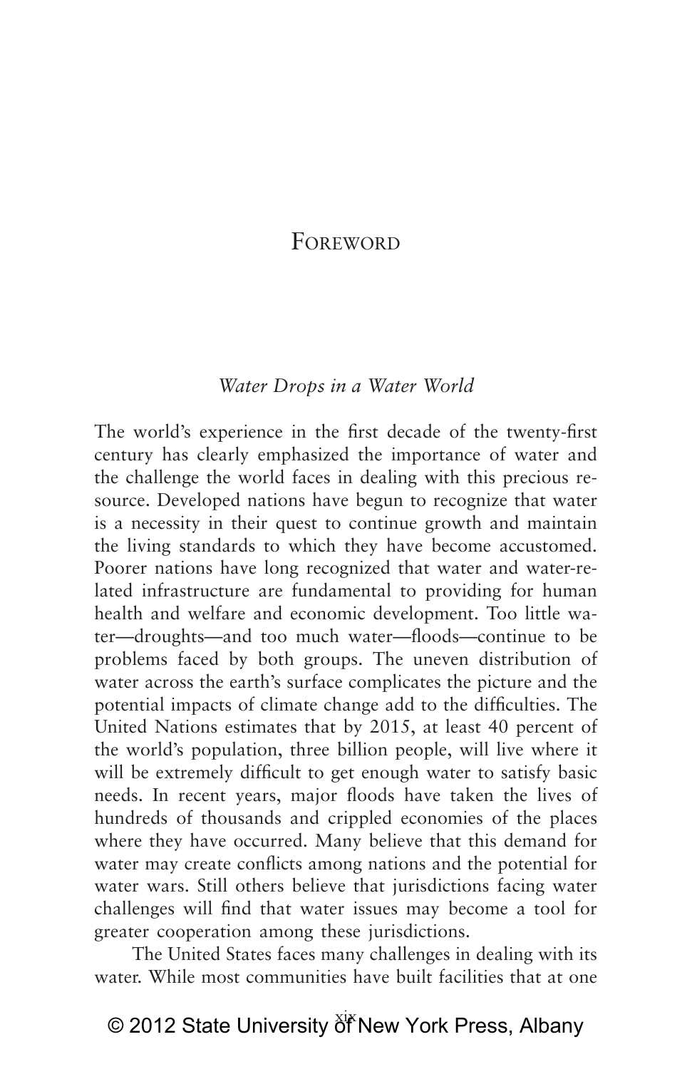# Foreword

*Water Drops in a Water World*

The world's experience in the first decade of the twenty-first century has clearly emphasized the importance of water and the challenge the world faces in dealing with this precious resource. Developed nations have begun to recognize that water is a necessity in their quest to continue growth and maintain the living standards to which they have become accustomed. Poorer nations have long recognized that water and water-related infrastructure are fundamental to providing for human health and welfare and economic development. Too little water—droughts—and too much water—floods—continue to be problems faced by both groups. The uneven distribution of water across the earth's surface complicates the picture and the potential impacts of climate change add to the difficulties. The United Nations estimates that by 2015, at least 40 percent of the world's population, three billion people, will live where it will be extremely difficult to get enough water to satisfy basic needs. In recent years, major floods have taken the lives of hundreds of thousands and crippled economies of the places where they have occurred. Many believe that this demand for water may create conflicts among nations and the potential for water wars. Still others believe that jurisdictions facing water challenges will find that water issues may become a tool for greater cooperation among these jurisdictions.

The United States faces many challenges in dealing with its water. While most communities have built facilities that at one

© 2012 State University of New York Press, Albany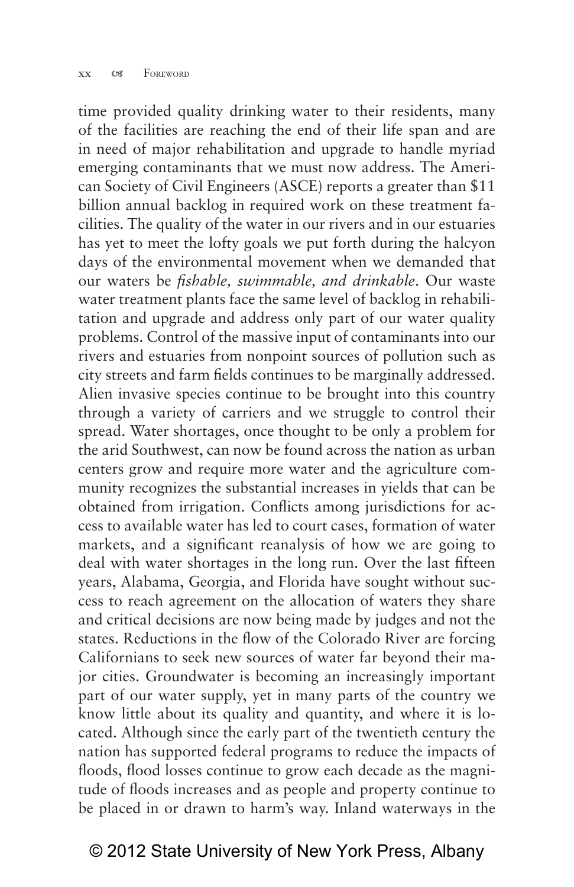time provided quality drinking water to their residents, many of the facilities are reaching the end of their life span and are in need of major rehabilitation and upgrade to handle myriad emerging contaminants that we must now address. The American Society of Civil Engineers (ASCE) reports a greater than $11 billion annual backlog in required work on these treatment facilities. The quality of the water in our rivers and in our estuaries has yet to meet the lofty goals we put forth during the halcyon days of the environmental movement when we demanded that our waters be *fishable, swimmable, and drinkable*. Our waste water treatment plants face the same level of backlog in rehabilitation and upgrade and address only part of our water quality problems. Control of the massive input of contaminants into our rivers and estuaries from nonpoint sources of pollution such as city streets and farm fields continues to be marginally addressed. Alien invasive species continue to be brought into this country through a variety of carriers and we struggle to control their spread. Water shortages, once thought to be only a problem for the arid Southwest, can now be found across the nation as urban centers grow and require more water and the agriculture community recognizes the substantial increases in yields that can be obtained from irrigation. Conflicts among jurisdictions for access to available water has led to court cases, formation of water markets, and a significant reanalysis of how we are going to deal with water shortages in the long run. Over the last fifteen years, Alabama, Georgia, and Florida have sought without success to reach agreement on the allocation of waters they share and critical decisions are now being made by judges and not the states. Reductions in the flow of the Colorado River are forcing Californians to seek new sources of water far beyond their major cities. Groundwater is becoming an increasingly important part of our water supply, yet in many parts of the country we know little about its quality and quantity, and where it is located. Although since the early part of the twentieth century the nation has supported federal programs to reduce the impacts of floods, flood losses continue to grow each decade as the magnitude of floods increases and as people and property continue to be placed in or drawn to harm's way. Inland waterways in the

© 2012 State University of New York Press, Albany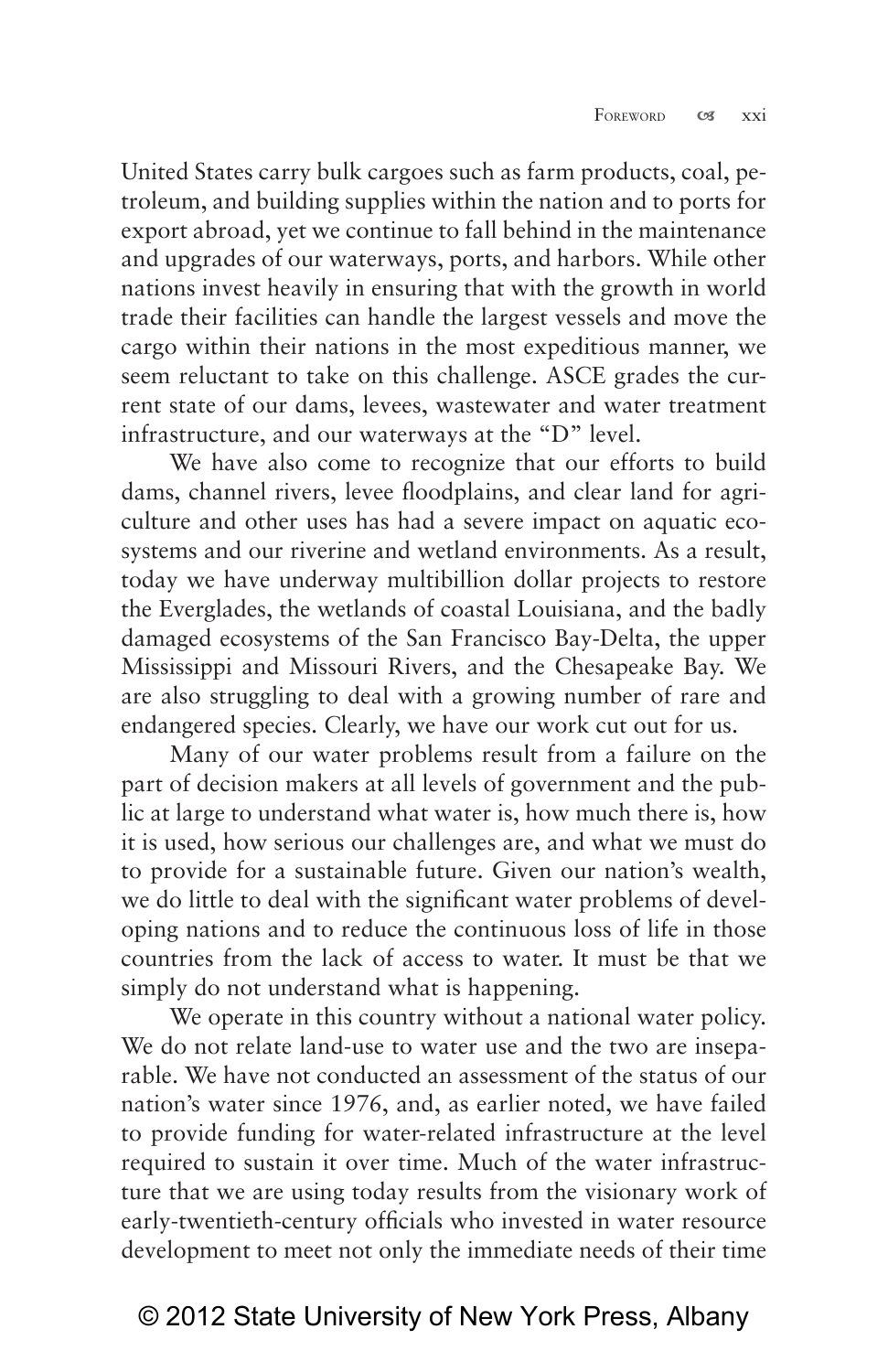United States carry bulk cargoes such as farm products, coal, petroleum, and building supplies within the nation and to ports for export abroad, yet we continue to fall behind in the maintenance and upgrades of our waterways, ports, and harbors. While other nations invest heavily in ensuring that with the growth in world trade their facilities can handle the largest vessels and move the cargo within their nations in the most expeditious manner, we seem reluctant to take on this challenge. ASCE grades the current state of our dams, levees, wastewater and water treatment infrastructure, and our waterways at the "D" level.

We have also come to recognize that our efforts to build dams, channel rivers, levee floodplains, and clear land for agriculture and other uses has had a severe impact on aquatic ecosystems and our riverine and wetland environments. As a result, today we have underway multibillion dollar projects to restore the Everglades, the wetlands of coastal Louisiana, and the badly damaged ecosystems of the San Francisco Bay-Delta, the upper Mississippi and Missouri Rivers, and the Chesapeake Bay. We are also struggling to deal with a growing number of rare and endangered species. Clearly, we have our work cut out for us.

Many of our water problems result from a failure on the part of decision makers at all levels of government and the public at large to understand what water is, how much there is, how it is used, how serious our challenges are, and what we must do to provide for a sustainable future. Given our nation's wealth, we do little to deal with the significant water problems of developing nations and to reduce the continuous loss of life in those countries from the lack of access to water. It must be that we simply do not understand what is happening.

We operate in this country without a national water policy. We do not relate land-use to water use and the two are inseparable. We have not conducted an assessment of the status of our nation's water since 1976, and, as earlier noted, we have failed to provide funding for water-related infrastructure at the level required to sustain it over time. Much of the water infrastructure that we are using today results from the visionary work of early-twentieth-century officials who invested in water resource development to meet not only the immediate needs of their time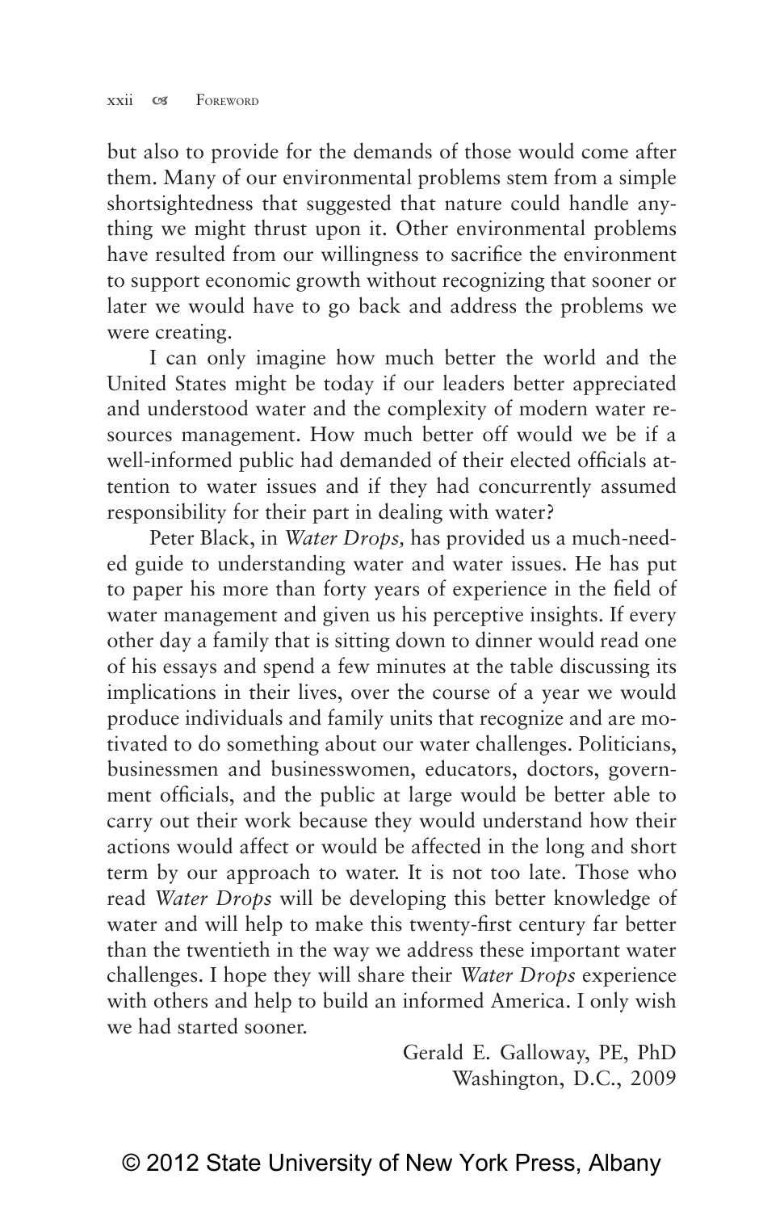but also to provide for the demands of those would come after them. Many of our environmental problems stem from a simple shortsightedness that suggested that nature could handle anything we might thrust upon it. Other environmental problems have resulted from our willingness to sacrifice the environment to support economic growth without recognizing that sooner or later we would have to go back and address the problems we were creating.

I can only imagine how much better the world and the United States might be today if our leaders better appreciated and understood water and the complexity of modern water resources management. How much better off would we be if a well-informed public had demanded of their elected officials attention to water issues and if they had concurrently assumed responsibility for their part in dealing with water?

Peter Black, in *Water Drops,* has provided us a much-needed guide to understanding water and water issues. He has put to paper his more than forty years of experience in the field of water management and given us his perceptive insights. If every other day a family that is sitting down to dinner would read one of his essays and spend a few minutes at the table discussing its implications in their lives, over the course of a year we would produce individuals and family units that recognize and are motivated to do something about our water challenges. Politicians, businessmen and businesswomen, educators, doctors, government officials, and the public at large would be better able to carry out their work because they would understand how their actions would affect or would be affected in the long and short term by our approach to water. It is not too late. Those who read *Water Drops* will be developing this better knowledge of water and will help to make this twenty-first century far better than the twentieth in the way we address these important water challenges. I hope they will share their *Water Drops* experience with others and help to build an informed America. I only wish we had started sooner.

Gerald E. Galloway, PE, PhD
Washington, D.C., 2009

© 2012 State University of New York Press, Albany